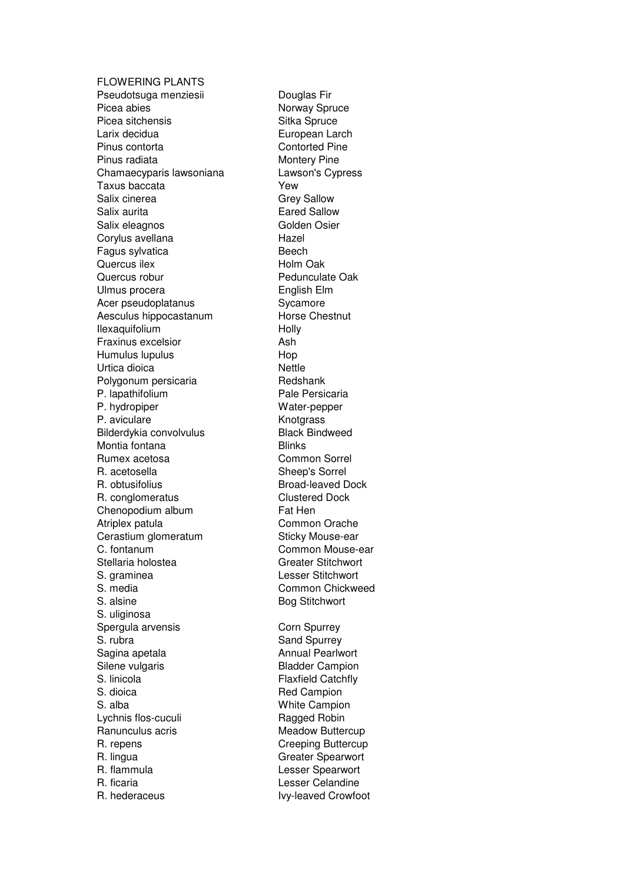FLOWERING PLANTS

| | |
|---|---|
| Pseudotsuga menziesii | Douglas Fir |
| Picea abies | Norway Spruce |
| Picea sitchensis | Sitka Spruce |
| Larix decidua | European Larch |
| Pinus contorta | Contorted Pine |
| Pinus radiata | Montery Pine |
| Chamaecyparis lawsoniana | Lawson's Cypress |
| Taxus baccata | Yew |
| Salix cinerea | Grey Sallow |
| Salix aurita | Eared Sallow |
| Salix eleagnos | Golden Osier |
| Corylus avellana | Hazel |
| Fagus sylvatica | Beech |
| Quercus ilex | Holm Oak |
| Quercus robur | Pedunculate Oak |
| Ulmus procera | English Elm |
| Acer pseudoplatanus | Sycamore |
| Aesculus hippocastanum | Horse Chestnut |
| Ilexaquifolium | Holly |
| Fraxinus excelsior | Ash |
| Humulus lupulus | Hop |
| Urtica dioica | Nettle |
| Polygonum persicaria | Redshank |
| P. lapathifolium | Pale Persicaria |
| P. hydropiper | Water-pepper |
| P. aviculare | Knotgrass |
| Bilderdykia convolvulus | Black Bindweed |
| Montia fontana | Blinks |
| Rumex acetosa | Common Sorrel |
| R. acetosella | Sheep's Sorrel |
| R. obtusifolius | Broad-leaved Dock |
| R. conglomeratus | Clustered Dock |
| Chenopodium album | Fat Hen |
| Atriplex patula | Common Orache |
| Cerastium glomeratum | Sticky Mouse-ear |
| C. fontanum | Common Mouse-ear |
| Stellaria holostea | Greater Stitchwort |
| S. graminea | Lesser Stitchwort |
| S. media | Common Chickweed |
| S. alsine | Bog Stitchwort |
| S. uliginosa | |
| Spergula arvensis | Corn Spurrey |
| S. rubra | Sand Spurrey |
| Sagina apetala | Annual Pearlwort |
| Silene vulgaris | Bladder Campion |
| S. linicola | Flaxfield Catchfly |
| S. dioica | Red Campion |
| S. alba | White Campion |
| Lychnis flos-cuculi | Ragged Robin |
| Ranunculus acris | Meadow Buttercup |
| R. repens | Creeping Buttercup |
| R. lingua | Greater Spearwort |
| R. flammula | Lesser Spearwort |
| R. ficaria | Lesser Celandine |
| R. hederaceus | Ivy-leaved Crowfoot |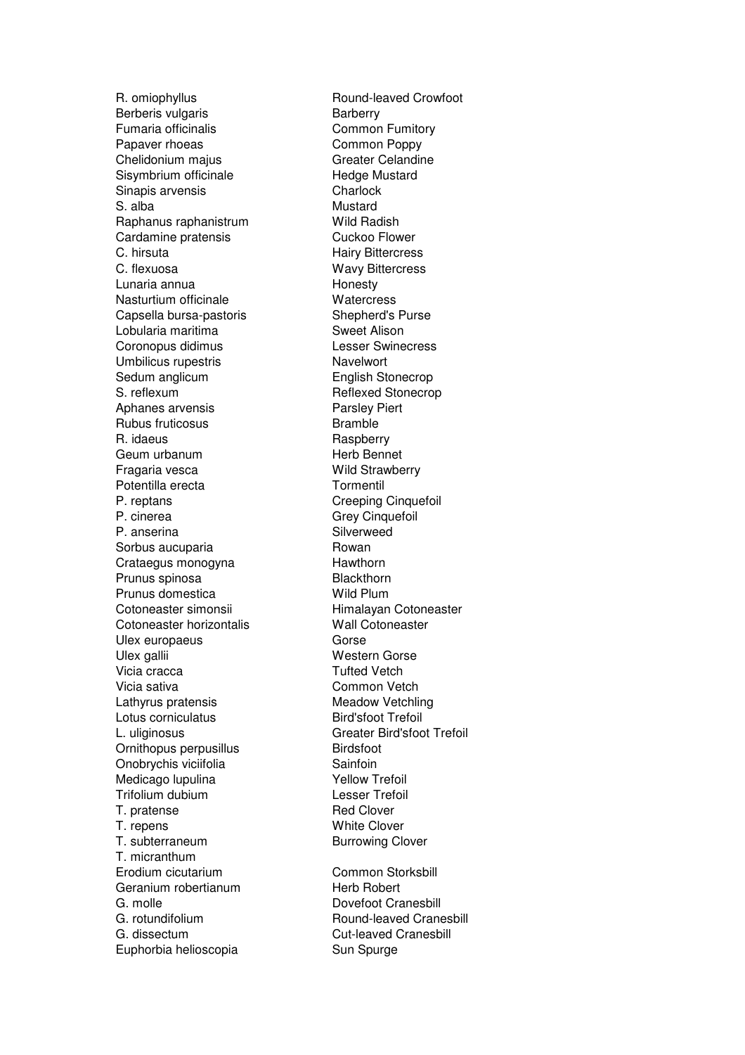| | |
|---|---|
| R. omiophyllus | Round-leaved Crowfoot |
| Berberis vulgaris | Barberry |
| Fumaria officinalis | Common Fumitory |
| Papaver rhoeas | Common Poppy |
| Chelidonium majus | Greater Celandine |
| Sisymbrium officinale | Hedge Mustard |
| Sinapis arvensis | Charlock |
| S. alba | Mustard |
| Raphanus raphanistrum | Wild Radish |
| Cardamine pratensis | Cuckoo Flower |
| C. hirsuta | Hairy Bittercress |
| C. flexuosa | Wavy Bittercress |
| Lunaria annua | Honesty |
| Nasturtium officinale | Watercress |
| Capsella bursa-pastoris | Shepherd's Purse |
| Lobularia maritima | Sweet Alison |
| Coronopus didimus | Lesser Swinecress |
| Umbilicus rupestris | Navelwort |
| Sedum anglicum | English Stonecrop |
| S. reflexum | Reflexed Stonecrop |
| Aphanes arvensis | Parsley Piert |
| Rubus fruticosus | Bramble |
| R. idaeus | Raspberry |
| Geum urbanum | Herb Bennet |
| Fragaria vesca | Wild Strawberry |
| Potentilla erecta | Tormentil |
| P. reptans | Creeping Cinquefoil |
| P. cinerea | Grey Cinquefoil |
| P. anserina | Silverweed |
| Sorbus aucuparia | Rowan |
| Crataegus monogyna | Hawthorn |
| Prunus spinosa | Blackthorn |
| Prunus domestica | Wild Plum |
| Cotoneaster simonsii | Himalayan Cotoneaster |
| Cotoneaster horizontalis | Wall Cotoneaster |
| Ulex europaeus | Gorse |
| Ulex gallii | Western Gorse |
| Vicia cracca | Tufted Vetch |
| Vicia sativa | Common Vetch |
| Lathyrus pratensis | Meadow Vetchling |
| Lotus corniculatus | Bird'sfoot Trefoil |
| L. uliginosus | Greater Bird'sfoot Trefoil |
| Ornithopus perpusillus | Birdsfoot |
| Onobrychis viciifolia | Sainfoin |
| Medicago lupulina | Yellow Trefoil |
| Trifolium dubium | Lesser Trefoil |
| T. pratense | Red Clover |
| T. repens | White Clover |
| T. subterraneum | Burrowing Clover |
| T. micranthum | |
| Erodium cicutarium | Common Storksbill |
| Geranium robertianum | Herb Robert |
| G. molle | Dovefoot Cranesbill |
| G. rotundifolium | Round-leaved Cranesbill |
| G. dissectum | Cut-leaved Cranesbill |
| Euphorbia helioscopia | Sun Spurge |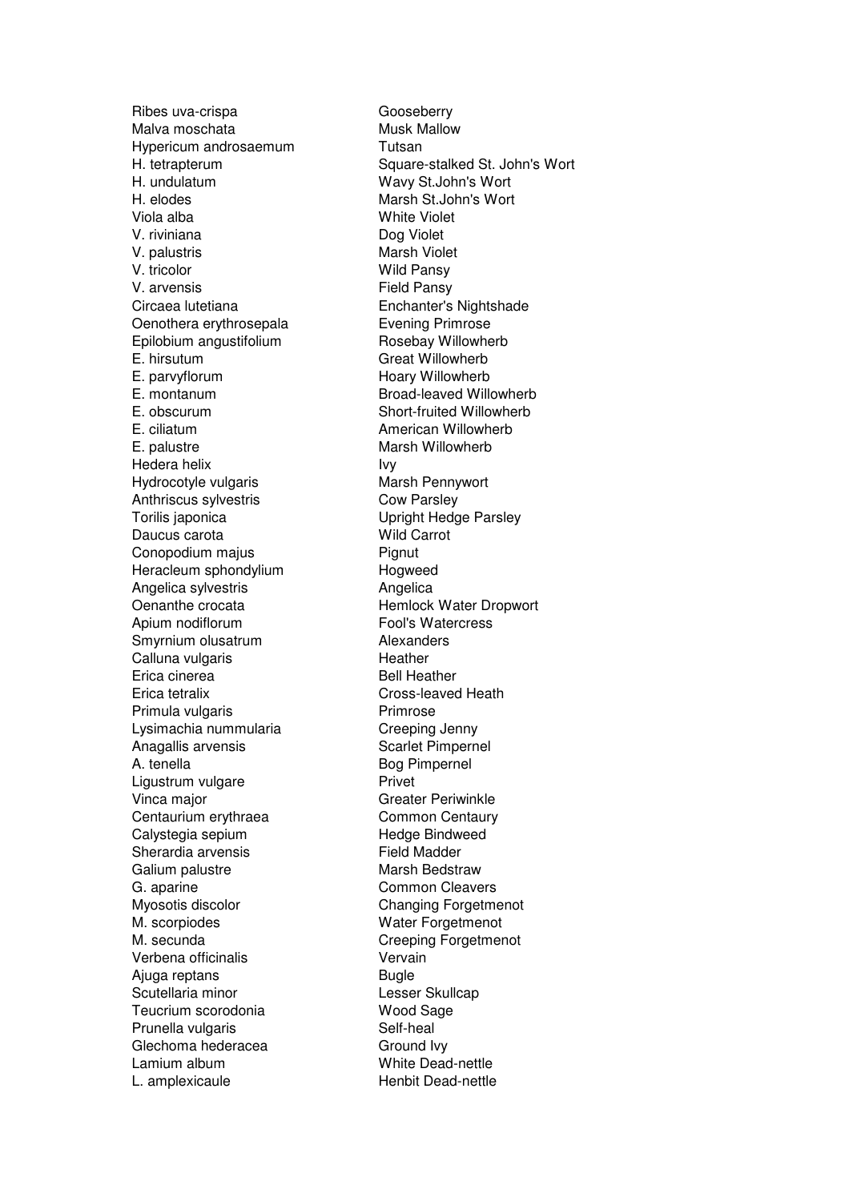| | |
|---|---|
| Ribes uva-crispa | Gooseberry |
| Malva moschata | Musk Mallow |
| Hypericum androsaemum | Tutsan |
| H. tetrapterum | Square-stalked St. John's Wort |
| H. undulatum | Wavy St.John's Wort |
| H. elodes | Marsh St.John's Wort |
| Viola alba | White Violet |
| V. riviniana | Dog Violet |
| V. palustris | Marsh Violet |
| V. tricolor | Wild Pansy |
| V. arvensis | Field Pansy |
| Circaea lutetiana | Enchanter's Nightshade |
| Oenothera erythrosepala | Evening Primrose |
| Epilobium angustifolium | Rosebay Willowherb |
| E. hirsutum | Great Willowherb |
| E. parvyflorum | Hoary Willowherb |
| E. montanum | Broad-leaved Willowherb |
| E. obscurum | Short-fruited Willowherb |
| E. ciliatum | American Willowherb |
| E. palustre | Marsh Willowherb |
| Hedera helix | Ivy |
| Hydrocotyle vulgaris | Marsh Pennywort |
| Anthriscus sylvestris | Cow Parsley |
| Torilis japonica | Upright Hedge Parsley |
| Daucus carota | Wild Carrot |
| Conopodium majus | Pignut |
| Heracleum sphondylium | Hogweed |
| Angelica sylvestris | Angelica |
| Oenanthe crocata | Hemlock Water Dropwort |
| Apium nodiflorum | Fool's Watercress |
| Smyrnium olusatrum | Alexanders |
| Calluna vulgaris | Heather |
| Erica cinerea | Bell Heather |
| Erica tetralix | Cross-leaved Heath |
| Primula vulgaris | Primrose |
| Lysimachia nummularia | Creeping Jenny |
| Anagallis arvensis | Scarlet Pimpernel |
| A. tenella | Bog Pimpernel |
| Ligustrum vulgare | Privet |
| Vinca major | Greater Periwinkle |
| Centaurium erythraea | Common Centaury |
| Calystegia sepium | Hedge Bindweed |
| Sherardia arvensis | Field Madder |
| Galium palustre | Marsh Bedstraw |
| G. aparine | Common Cleavers |
| Myosotis discolor | Changing Forgetmenot |
| M. scorpiodes | Water Forgetmenot |
| M. secunda | Creeping Forgetmenot |
| Verbena officinalis | Vervain |
| Ajuga reptans | Bugle |
| Scutellaria minor | Lesser Skullcap |
| Teucrium scorodonia | Wood Sage |
| Prunella vulgaris | Self-heal |
| Glechoma hederacea | Ground Ivy |
| Lamium album | White Dead-nettle |
| L. amplexicaule | Henbit Dead-nettle |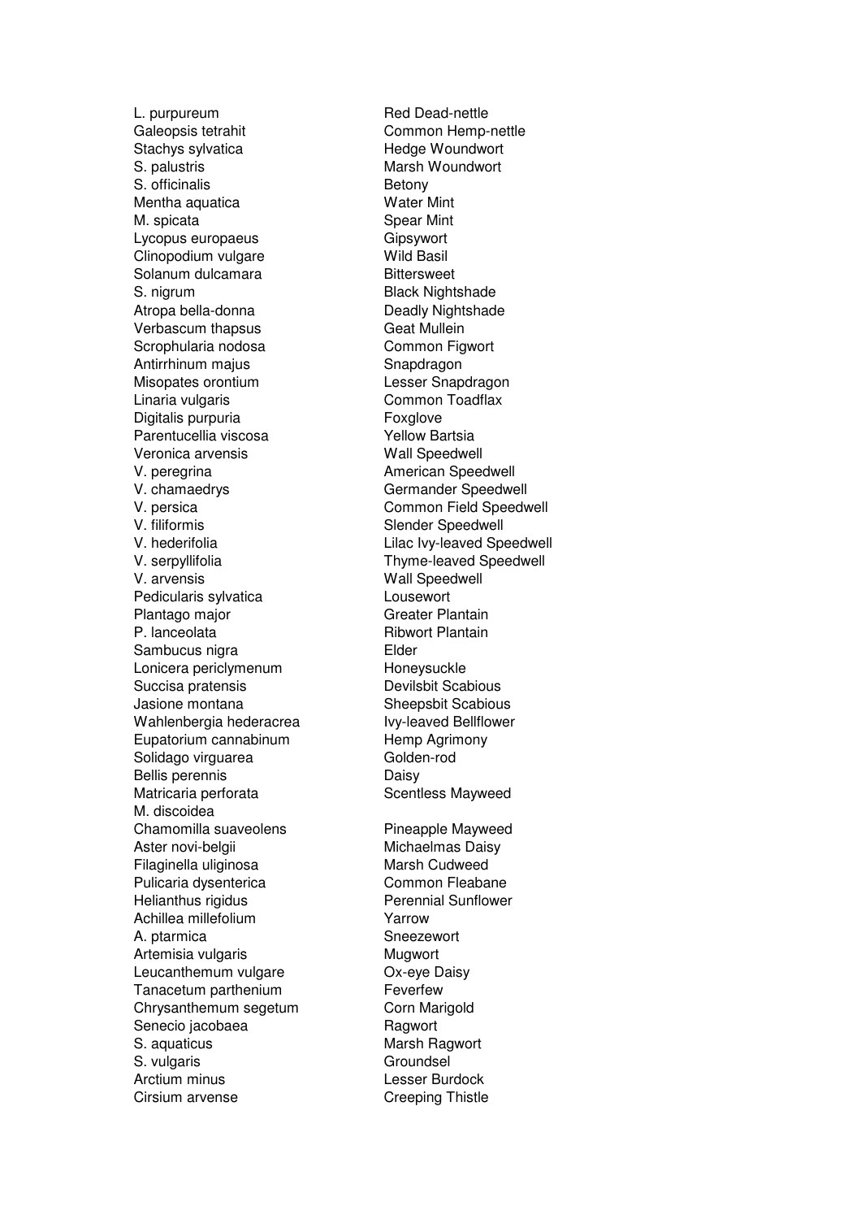| | |
|---|---|
| L. purpureum | Red Dead-nettle |
| Galeopsis tetrahit | Common Hemp-nettle |
| Stachys sylvatica | Hedge Woundwort |
| S. palustris | Marsh Woundwort |
| S. officinalis | Betony |
| Mentha aquatica | Water Mint |
| M. spicata | Spear Mint |
| Lycopus europaeus | Gipsywort |
| Clinopodium vulgare | Wild Basil |
| Solanum dulcamara | Bittersweet |
| S. nigrum | Black Nightshade |
| Atropa bella-donna | Deadly Nightshade |
| Verbascum thapsus | Geat Mullein |
| Scrophularia nodosa | Common Figwort |
| Antirrhinum majus | Snapdragon |
| Misopates orontium | Lesser Snapdragon |
| Linaria vulgaris | Common Toadflax |
| Digitalis purpuria | Foxglove |
| Parentucellia viscosa | Yellow Bartsia |
| Veronica arvensis | Wall Speedwell |
| V. peregrina | American Speedwell |
| V. chamaedrys | Germander Speedwell |
| V. persica | Common Field Speedwell |
| V. filiformis | Slender Speedwell |
| V. hederifolia | Lilac Ivy-leaved Speedwell |
| V. serpyllifolia | Thyme-leaved Speedwell |
| V. arvensis | Wall Speedwell |
| Pedicularis sylvatica | Lousewort |
| Plantago major | Greater Plantain |
| P. lanceolata | Ribwort Plantain |
| Sambucus nigra | Elder |
| Lonicera periclymenum | Honeysuckle |
| Succisa pratensis | Devilsbit Scabious |
| Jasione montana | Sheepsbit Scabious |
| Wahlenbergia hederacrea | Ivy-leaved Bellflower |
| Eupatorium cannabinum | Hemp Agrimony |
| Solidago virguarea | Golden-rod |
| Bellis perennis | Daisy |
| Matricaria perforata | Scentless Mayweed |
| M. discoidea | |
| Chamomilla suaveolens | Pineapple Mayweed |
| Aster novi-belgii | Michaelmas Daisy |
| Filaginella uliginosa | Marsh Cudweed |
| Pulicaria dysenterica | Common Fleabane |
| Helianthus rigidus | Perennial Sunflower |
| Achillea millefolium | Yarrow |
| A. ptarmica | Sneezewort |
| Artemisia vulgaris | Mugwort |
| Leucanthemum vulgare | Ox-eye Daisy |
| Tanacetum parthenium | Feverfew |
| Chrysanthemum segetum | Corn Marigold |
| Senecio jacobaea | Ragwort |
| S. aquaticus | Marsh Ragwort |
| S. vulgaris | Groundsel |
| Arctium minus | Lesser Burdock |
| Cirsium arvense | Creeping Thistle |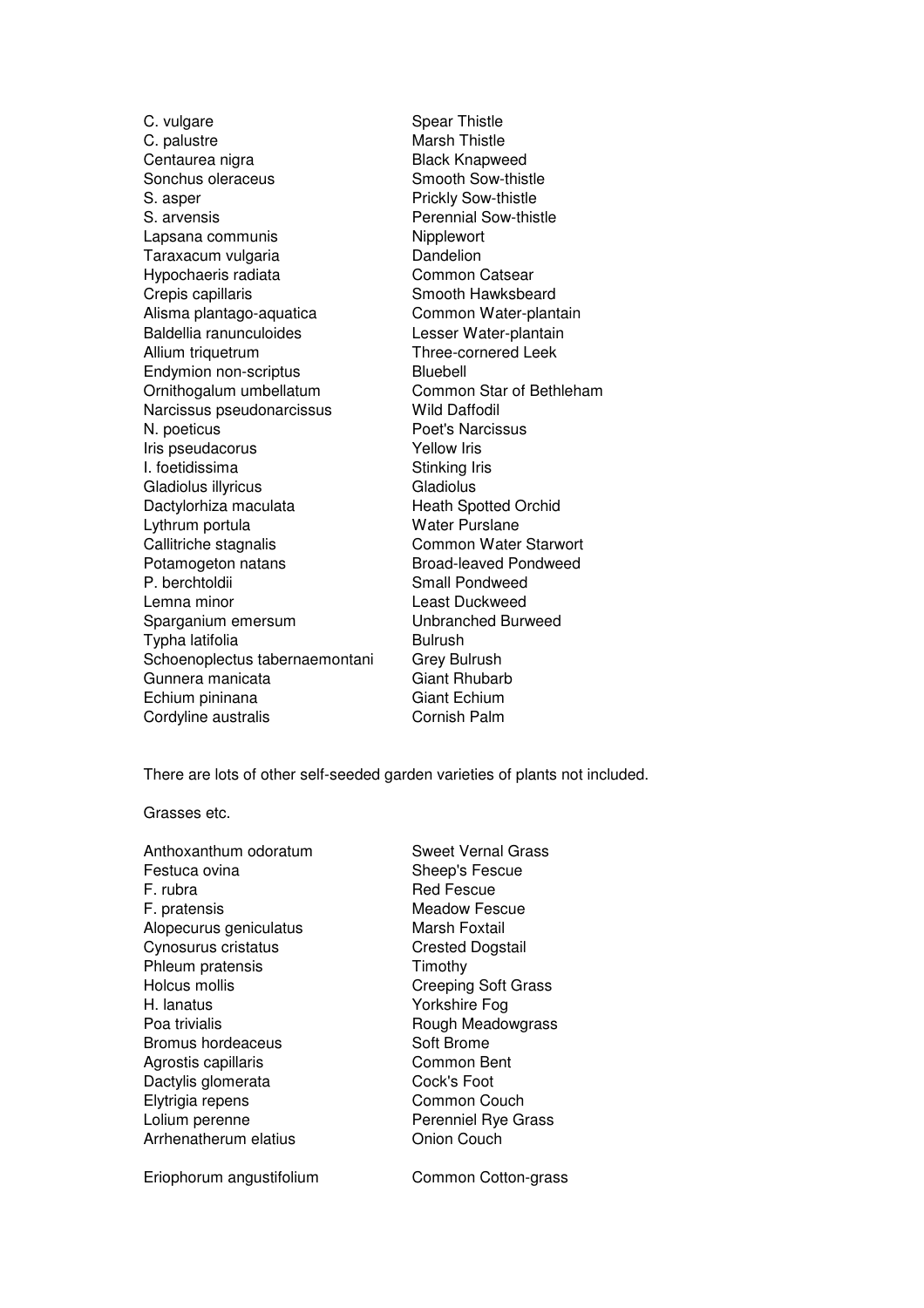| | |
|---|---|
| C. vulgare | Spear Thistle |
| C. palustre | Marsh Thistle |
| Centaurea nigra | Black Knapweed |
| Sonchus oleraceus | Smooth Sow-thistle |
| S. asper | Prickly Sow-thistle |
| S. arvensis | Perennial Sow-thistle |
| Lapsana communis | Nipplewort |
| Taraxacum vulgaria | Dandelion |
| Hypochaeris radiata | Common Catsear |
| Crepis capillaris | Smooth Hawksbeard |
| Alisma plantago-aquatica | Common Water-plantain |
| Baldellia ranunculoides | Lesser Water-plantain |
| Allium triquetrum | Three-cornered Leek |
| Endymion non-scriptus | Bluebell |
| Ornithogalum umbellatum | Common Star of Bethleham |
| Narcissus pseudonarcissus | Wild Daffodil |
| N. poeticus | Poet's Narcissus |
| Iris pseudacorus | Yellow Iris |
| I. foetidissima | Stinking Iris |
| Gladiolus illyricus | Gladiolus |
| Dactylorhiza maculata | Heath Spotted Orchid |
| Lythrum portula | Water Purslane |
| Callitriche stagnalis | Common Water Starwort |
| Potamogeton natans | Broad-leaved Pondweed |
| P. berchtoldii | Small Pondweed |
| Lemna minor | Least Duckweed |
| Sparganium emersum | Unbranched Burweed |
| Typha latifolia | Bulrush |
| Schoenoplectus tabernaemontani | Grey Bulrush |
| Gunnera manicata | Giant Rhubarb |
| Echium pininana | Giant Echium |
| Cordyline australis | Cornish Palm |

There are lots of other self-seeded garden varieties of plants not included.

Grasses etc.

| | |
|---|---|
| Anthoxanthum odoratum | Sweet Vernal Grass |
| Festuca ovina | Sheep's Fescue |
| F. rubra | Red Fescue |
| F. pratensis | Meadow Fescue |
| Alopecurus geniculatus | Marsh Foxtail |
| Cynosurus cristatus | Crested Dogstail |
| Phleum pratensis | Timothy |
| Holcus mollis | Creeping Soft Grass |
| H. lanatus | Yorkshire Fog |
| Poa trivialis | Rough Meadowgrass |
| Bromus hordeaceus | Soft Brome |
| Agrostis capillaris | Common Bent |
| Dactylis glomerata | Cock's Foot |
| Elytrigia repens | Common Couch |
| Lolium perenne | Perenniel Rye Grass |
| Arrhenatherum elatius | Onion Couch |

| | |
|---|---|
| Eriophorum angustifolium | Common Cotton-grass |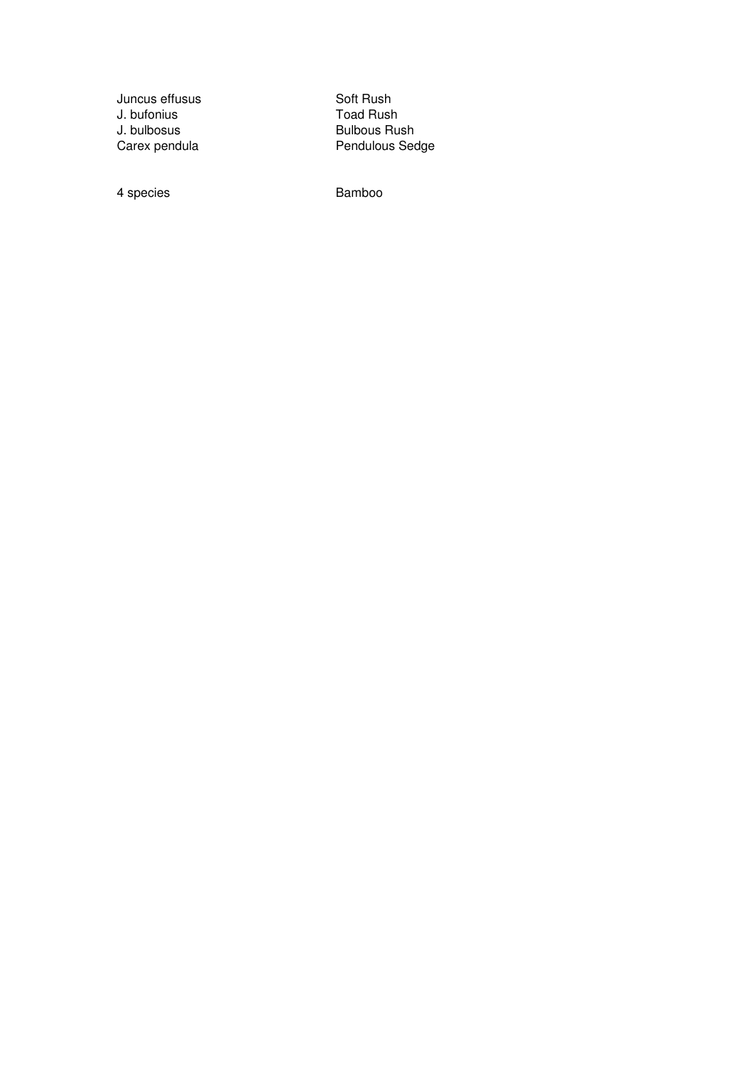| | |
|---|---|
| Juncus effusus | Soft Rush |
| J. bufonius | Toad Rush |
| J. bulbosus | Bulbous Rush |
| Carex pendula | Pendulous Sedge |
| | |
| 4 species | Bamboo |